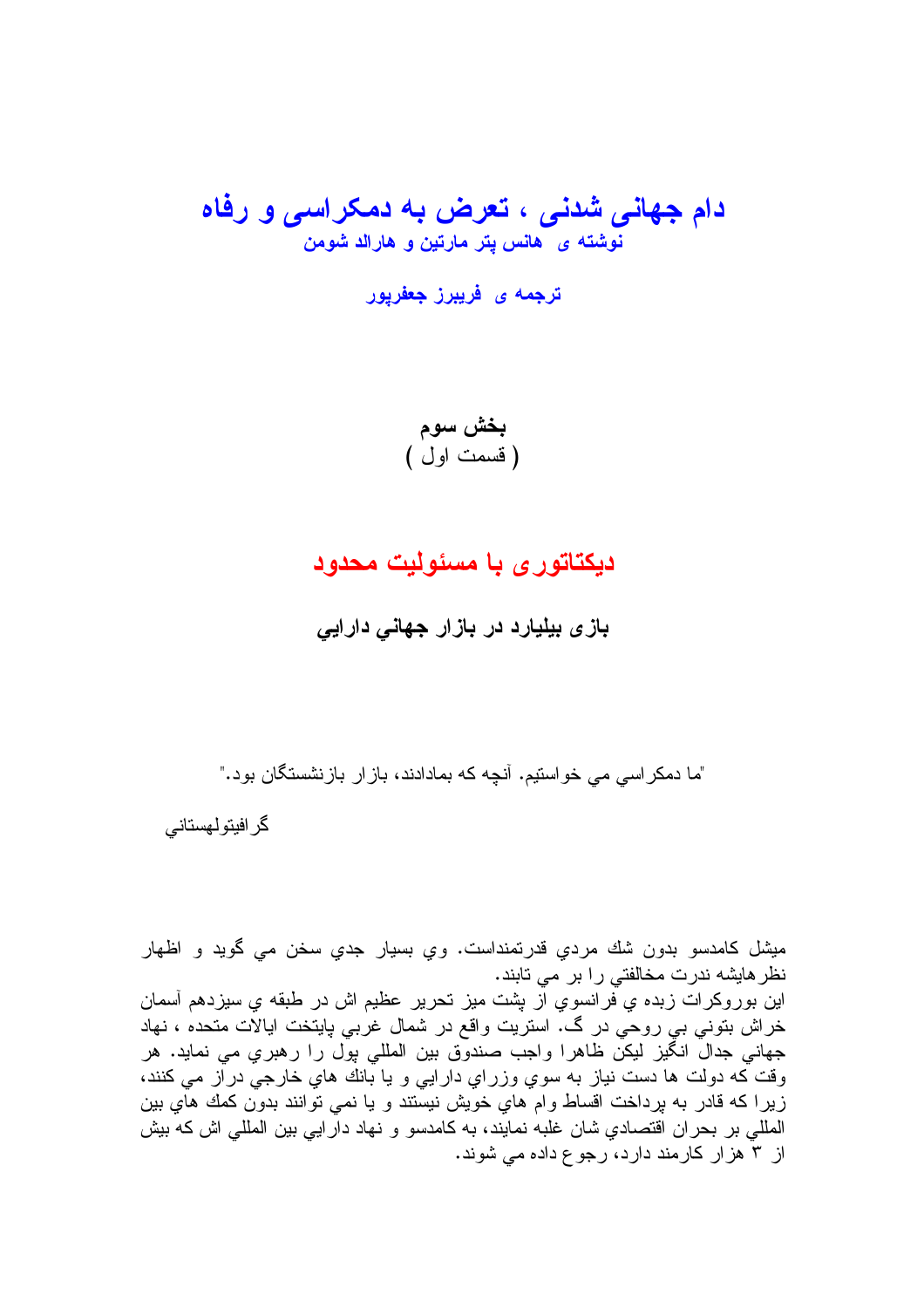# دام جهانی شدنی ، تعرض به دمکراسی و رفاه

**نوشته ی هانس پتر مارتین و هارالد شومن**

**ترجمه ی فريبرز جعفرپور**

**بخش سوم**

( قسمت اول )

## دیکتاتوری با مسئولیت محدود

### بازی بیلیارد در بازار جهاني دارايي

"ما دمکراسي مي خواستيم. آنچه که بمادادند، بازار بازنشستگان بود."

گرافيتولهستاني

ميشل کامدسو بدون شك مردي قدرتمنداست. وي بسيار جدي سخن مي گويد و اظهار نظرهايشه ندرت مخالفتي را بر مي تابند.
اين بوروکرات زبده ي فرانسوي از پشت ميز تحرير عظيم اش در طبقه ي سيزدهم آسمان خراش بتوني بي روحي در گ. استريت واقع در شمال غربي پايتخت ايالات متحده ، نهاد جهاني جدال انگيز ليکن ظاهرا واجب صندوق بين المللي پول را رهبري مي نمايد. هر وقت که دولت ها دست نياز به سوي وزراي دارايي و يا بانك هاي خارجي دراز مي کنند، زيرا که قادر به پرداخت اقساط وام هاي خويش نيستند و يا نمي توانند بدون کمك هاي بين المللي بر بحران اقتصادي شان غلبه نمايند، به کامدسو و نهاد دارايي بين المللي اش که بيش از ۳ هزار کارمند دارد، رجوع داده مي شوند.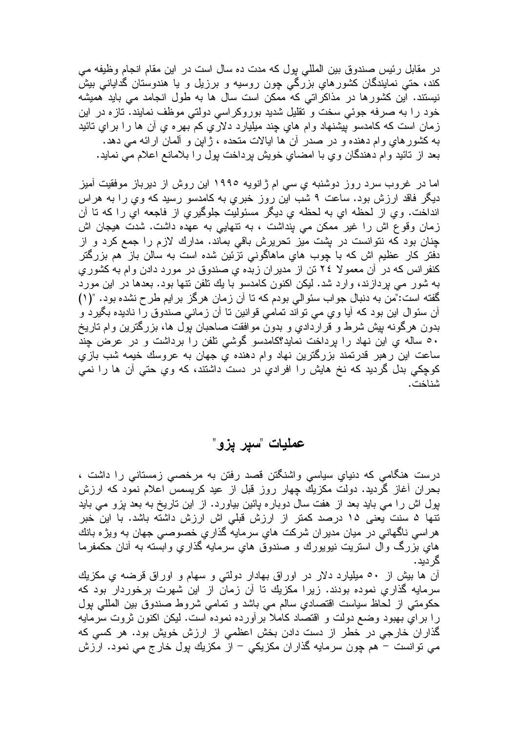در مقابل رئيس صندوق بين المللي پول كه مدت ده سال است در اين مقام انجام وظيفه مي كند، حتي نمايندگان كشورهاي بزرگي چون روسيه و برزيل و يا هندوستان گدايانى بيش نيستند. اين كشورها در مذاكراتي كه ممكن است سال ها به طول انجامد مي بايد هميشه خود را به صرفه جوئي سخت و تقليل شديد بوروكراسي دولتي موظف نمايند. تازه در اين زمان است كه كامدسو پيشنهاد وام هاي چند ميليارد دلاري كم بهره ي آن ها را براي تائيد به كشورهاي وام دهنده و در صدر آن ها ايالات متحده ، ژاپن و آلمان ارائه مي دهد. بعد از تائيد وام دهندگان وي با امضاي خويش پرداخت پول را بلامانع اعلام مي نمايد.

اما در غروب سرد روز دوشنبه ي سي ام ژانويه ۱۹۹۵ اين روش از ديرباز موفقيت آميز ديگر فاقد ارزش بود. ساعت ۹ شب اين روز خبري به كامدسو رسيد كه وي را به هراس انداخت. وي از لحظه اي به لحظه ي ديگر مسئوليت جلوگيري از فاجعه اي را كه تا آن زمان وقوع اش را غير ممكن مي پنداشت ، به تنهايي به عهده داشت. شدت هيجان اش چنان بود كه نتوانست در پشت ميز تحريرش باقي بماند. مدارك لازم را جمع كرد و از دفتر كار عظيم اش كه با چوب هاي ماهاگوني تزئين شده است به سالن باز هم بزرگتر كنفرانس كه در آن معمولا ۲۴ تن از مديران زبده ي صندوق در مورد دادن وام به كشوري به شور مي پردازند، وارد شد. ليكن اكنون كامدسو با يك تلفن تنها بود. بعدها در اين مورد گفته است:"من به دنبال جواب سئوالي بودم كه تا آن زمان هرگز برايم طرح نشده بود. "(۱) آن سئوال اين بود كه آيا وي مي تواند تمامي قوانين تا آن زماني صندوق را ناديده بگيرد و بدون هرگونه پيش شرط و قراردادي و بدون موافقت صاحبان پول ها، بزرگترين وام تاريخ ۵۰ ساله ي اين نهاد را پرداخت نمايد؟كامدسو گوشي تلفن را برداشت و در عرض چند ساعت اين رهبر قدرتمند بزرگترين نهاد وام دهنده ي جهان به عروسك خيمه شب بازي كوچكي بدل گرديد كه نخ هايش را افرادي در دست داشتند، كه وي حتي آن ها را نمي شناخت.

## عمليات "سپر پزو"

درست هنگامي كه دنياي سياسي واشنگتن قصد رفتن به مرخصي زمستاني را داشت ، بحران آغاز گرديد. دولت مكزيك چهار روز قبل از عيد كريسمس اعلام نمود كه ارزش پول اش را مي بايد بعد از هفت سال دوباره پائين بياورد. از اين تاريخ به بعد پزو مي بايد تنها ۵ سنت يعني ۱۵ درصد كمتر از ارزش قبلي اش ارزش داشته باشد. با اين خبر هراسي ناگهاني در ميان مديران شركت هاي سرمايه گذاري خصوصي جهان به ويژه بانك هاي بزرگ وال استريت نيويورك و صندوق هاي سرمايه گذاري وابسته به آنان حكمفرما گرديد.

آن ها بيش از ۵۰ ميليارد دلار در اوراق بهادار دولتي و سهام و اوراق قرضه ي مكزيك سرمايه گذاري نموده بودند. زيرا مكزيك تا آن زمان از اين شهرت برخوردار بود كه حكومتي از لحاظ سياست اقتصادي سالم مي باشد و تمامي شروط صندوق بين المللي پول را براي بهبود وضع دولت و اقتصاد كاملا برآورده نموده است. ليكن اكنون ثروت سرمايه گذاران خارجي در خطر از دست دادن بخش اعظمي از ارزش خويش بود. هر كسي كه مي توانست – هم چون سرمايه گذاران مكزيكي – از مكزيك پول خارج مي نمود. ارزش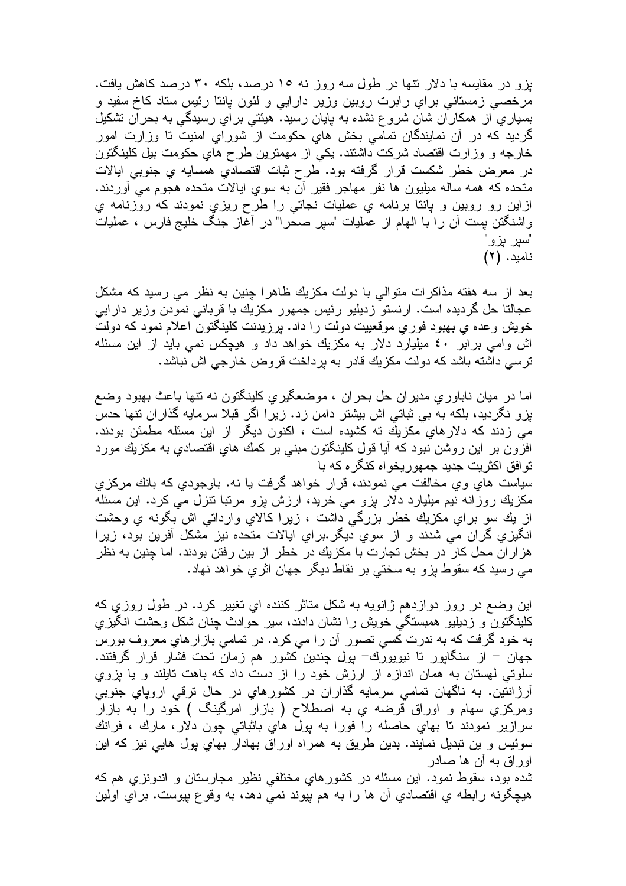پزو در مقايسه با دلار تنها در طول سه روز نه ۱۵ درصد، بلكه ۳۰ درصد كاهش يافت. مرخصي زمستاني براي رابرت روبين وزير دارايي و لئون پانتا رئيس ستاد كاخ سفيد و بسياري از همكاران شان شروع نشده به پايان رسيد. هيئتي براي رسيدگي به بحران تشكيل گرديد كه در آن نمايندگان تمامي بخش هاي حكومت از شوراي امنيت تا وزارت امور خارجه و وزارت اقتصاد شركت داشتند. يكي از مهمترين طرح هاي حكومت بيل كلينگتون در معرض خطر شكست قرار گرفته بود. طرح ثبات اقتصادي همسايه ي جنوبي ايالات متحده كه همه ساله ميليون ها نفر مهاجر فقير آن به سوي ايالات متحده هجوم مي آوردند. ازاين رو روبين و پانتا برنامه ي عمليات نجاتي را طرح ريزي نمودند كه روزنامه ي واشنگتن پست آن را با الهام از عمليات "سپر صحرا" در آغاز جنگ خليج فارس ، عمليات "سپر پزو"
ناميد. (۲)

بعد از سه هفته مذاكرات متوالي با دولت مكزيك ظاهرا چنين به نظر مي رسيد كه مشكل عجالتا حل گرديده است. ارنستو زديليو رئيس جمهور مكزيك با قرباني نمودن وزير دارايي خويش وعده ي بهبود فوري موقعييت دولت را داد. پرزيدنت كلينگتون اعلام نمود كه دولت اش وامي برابر ٤۰ ميليارد دلار به مكزيك خواهد داد و هيچكس نمي بايد از اين مسئله ترسي داشته باشد كه دولت مكزيك قادر به پرداخت قروض خارجي اش نباشد.

اما در ميان ناباوري مديران حل بحران ، موضعگيري كلينگتون نه تنها باعث بهبود وضع پزو نگرديد، بلكه به بي ثباتي اش بيشتر دامن زد. زيرا اگر قبلا سرمايه گذاران تنها حدس مي زدند كه دلارهاي مكزيك ته كشيده است ، اكنون ديگر از اين مسئله مطمئن بودند. افزون بر اين روشن نبود كه آيا قول كلينگتون مبني بر كمك هاي اقتصادي به مكزيك مورد توافق اكثريت جديد جمهوريخواه كنگره كه با
سياست هاي وي مخالفت مي نمودند، قرار خواهد گرفت يا نه. باوجودي كه بانك مركزي مكزيك روزانه نيم ميليارد دلار پزو مي خريد، ارزش پزو مرتبا تنزل مي كرد. اين مسئله از يك سو براي مكزيك خطر بزرگي داشت ، زيرا كالاي وارداتي اش بگونه ي وحشت انگيزي گران مي شدند و از سوي ديگر.براي ايالات متحده نيز مشكل آفرين بود، زيرا هزاران محل كار در بخش تجارت با مكزيك در خطر از بين رفتن بودند. اما چنين به نظر مي رسيد كه سقوط پزو به سختي بر نقاط ديگر جهان اثري خواهد نهاد.

اين وضع در روز دوازدهم ژانويه به شكل متاثر كننده اي تغيير كرد. در طول روزي كه كلينگتون و زديليو همبستگي خويش را نشان دادند، سير حوادث چنان شكل وحشت انگيزي به خود گرفت كه به ندرت كسي تصور آن را مي كرد. در تمامي بازارهاي معروف بورس جهان – از سنگاپور تا نيويورك– پول چندين كشور هم زمان تحت فشار قرار گرفتند. سلوتي لهستان به همان اندازه از ارزش خود را از دست داد كه باهت تايلند و يا پزوي آرژانتين. به ناگهان تمامي سرمايه گذاران در كشورهاي در حال ترقي اروپاي جنوبي ومركزي سهام و اوراق قرضه ي به اصطلاح ( بازار امرگينگ ) خود را به بازار سرازير نمودند تا بهاي حاصله را فورا به پول هاي باثباتي چون دلار، مارك ، فرانك سوئيس و ين تبديل نمايند. بدين طريق به همراه اوراق بهادار بهاي پول هايي نيز كه اين اوراق به آن ها صادر
شده بود، سقوط نمود. اين مسئله در كشورهاي مختلفي نظير مجارستان و اندونزي هم كه هيچگونه رابطه ي اقتصادي آن ها را به هم پيوند نمي دهد، به وقوع پيوست. براي اولين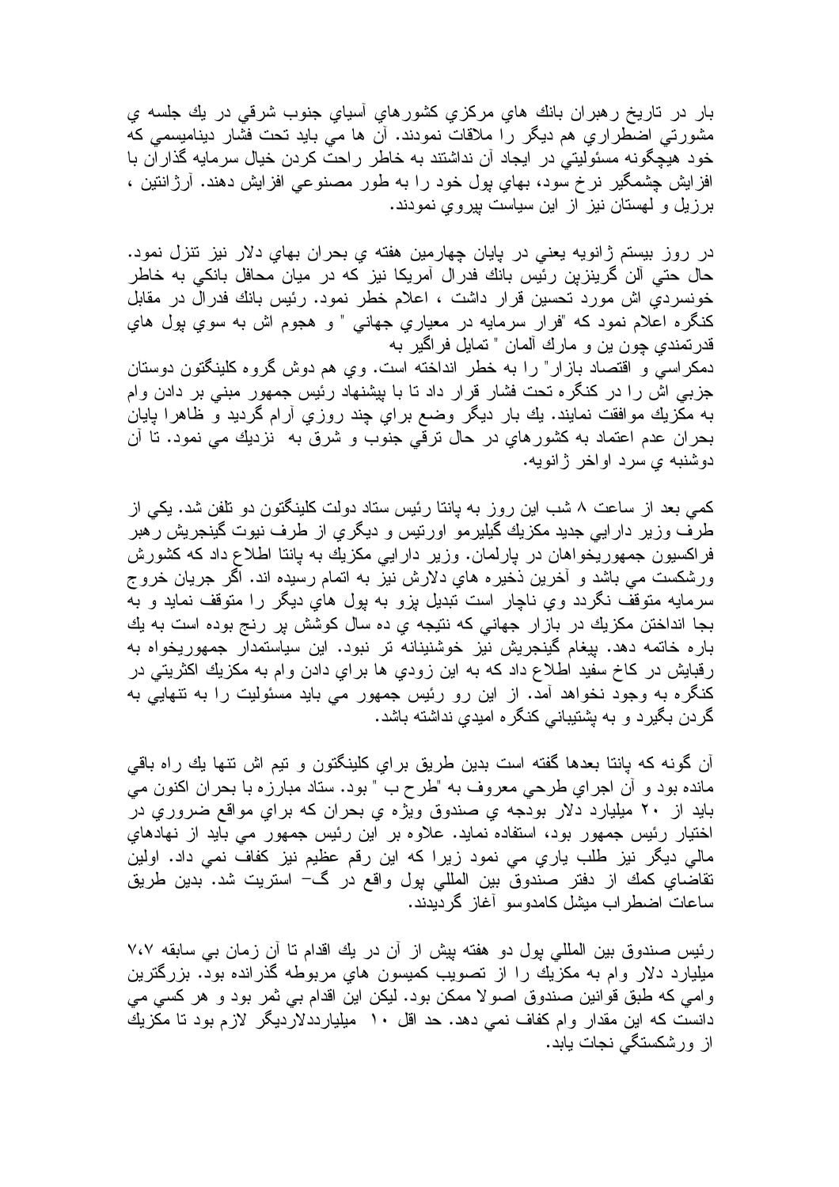بار در تاريخ رهبران بانك هاي مركزي كشورهاي آسياي جنوب شرقي در يك جلسه ي مشورتي اضطراري هم ديگر را ملاقات نمودند. آن ها مي بايد تحت فشار ديناميسمي كه خود هيچگونه مسئوليتي در ايجاد آن نداشتند به خاطر راحت كردن خيال سرمايه گذاران با افزايش چشمگير نرخ سود، بهاي پول خود را به طور مصنوعي افزايش دهند. آرژانتين ، برزيل و لهستان نيز از اين سياست پيروي نمودند.

در روز بيستم ژانويه يعني در پايان چهارمين هفته ي بحران بهاي دلار نيز تنزل نمود. حال حتي آلن گرينزپن رئيس بانك فدرال آمريكا نيز كه در ميان محافل بانكي به خاطر خونسردي اش مورد تحسين قرار داشت ، اعلام خطر نمود. رئيس بانك فدرال در مقابل كنگره اعلام نمود كه "فرار سرمايه در معياري جهاني " و هجوم اش به سوي پول هاي قدرتمندي چون ين و مارك آلمان " تمايل فراگير به دمكراسي و اقتصاد بازار" را به خطر انداخته است. وي هم دوش گروه كلينگتون دوستان جزبي اش را در كنگره تحت فشار قرار داد تا با پيشنهاد رئيس جمهور مبني بر دادن وام به مكزيك موافقت نمايند. يك بار ديگر وضع براي چند روزي آرام گرديد و ظاهرا پايان بحران عدم اعتماد به كشورهاي در حال ترقي جنوب و شرق به نزديك مي نمود. تا آن دوشنبه ي سرد اواخر ژانويه.

كمي بعد از ساعت ۸ شب اين روز به پانتا رئيس ستاد دولت كلينگتون دو تلفن شد. يكي از طرف وزير دارايي جديد مكزيك گيليرمو اورتيس و ديگري از طرف نيوت گينجريش رهبر فراكسيون جمهوريخواهان در پارلمان. وزير دارايي مكزيك به پانتا اطلاع داد كه كشورش ورشكست مي باشد و آخرين ذخيره هاي دلارش نيز به اتمام رسيده اند. اگر جريان خروج سرمايه متوقف نگردد وي ناچار است تبديل پزو به پول هاي ديگر را متوقف نمايد و به بجا انداختن مكزيك در بازار جهاني كه نتيجه ي ده سال كوشش پر رنج بوده است به يك باره خاتمه دهد. پيغام گينجريش نيز خوشنينانه تر نبود. اين سياستمدار جمهوريخواه به رقبايش در كاخ سفيد اطلاع داد كه به اين زودي ها براي دادن وام به مكزيك اكثريتي در كنگره به وجود نخواهد آمد. از اين رو رئيس جمهور مي بايد مسئوليت را به تنهايي به گردن بگيرد و به پشتيباني كنگره اميدي نداشته باشد.

آن گونه كه پانتا بعدها گفته است بدين طريق براي كلينگتون و تيم اش تنها يك راه باقي مانده بود و آن اجراي طرحي معروف به "طرح ب " بود. ستاد مبارزه با بحران اكنون مي بايد از ۲۰ ميليارد دلار بودجه ي صندوق ويژه ي بحران كه براي مواقع ضروري در اختيار رئيس جمهور بود، استفاده نمايد. علاوه بر اين رئيس جمهور مي بايد از نهادهاي مالي ديگر نيز طلب ياري مي نمود زيرا كه اين رقم عظيم نيز كفاف نمي داد. اولين تقاضاي كمك از دفتر صندوق بين المللي پول واقع در گ- استريت شد. بدين طريق ساعات اضطراب ميشل كامدوسو آغاز گرديدند.

رئيس صندوق بين المللي پول دو هفته پيش از آن در يك اقدام تا آن زمان بي سابقه ۷،۷ ميليارد دلار وام به مكزيك را از تصويب كميسون هاي مربوطه گذرانده بود. بزرگترين وامي كه طبق قوانين صندوق اصولا ممكن بود. ليكن اين اقدام بي ثمر بود و هر كسي مي دانست كه اين مقدار وام كفاف نمي دهد. حد اقل ۱۰ ميلياردلارديگر لازم بود تا مكزيك از ورشكستگي نجات يابد.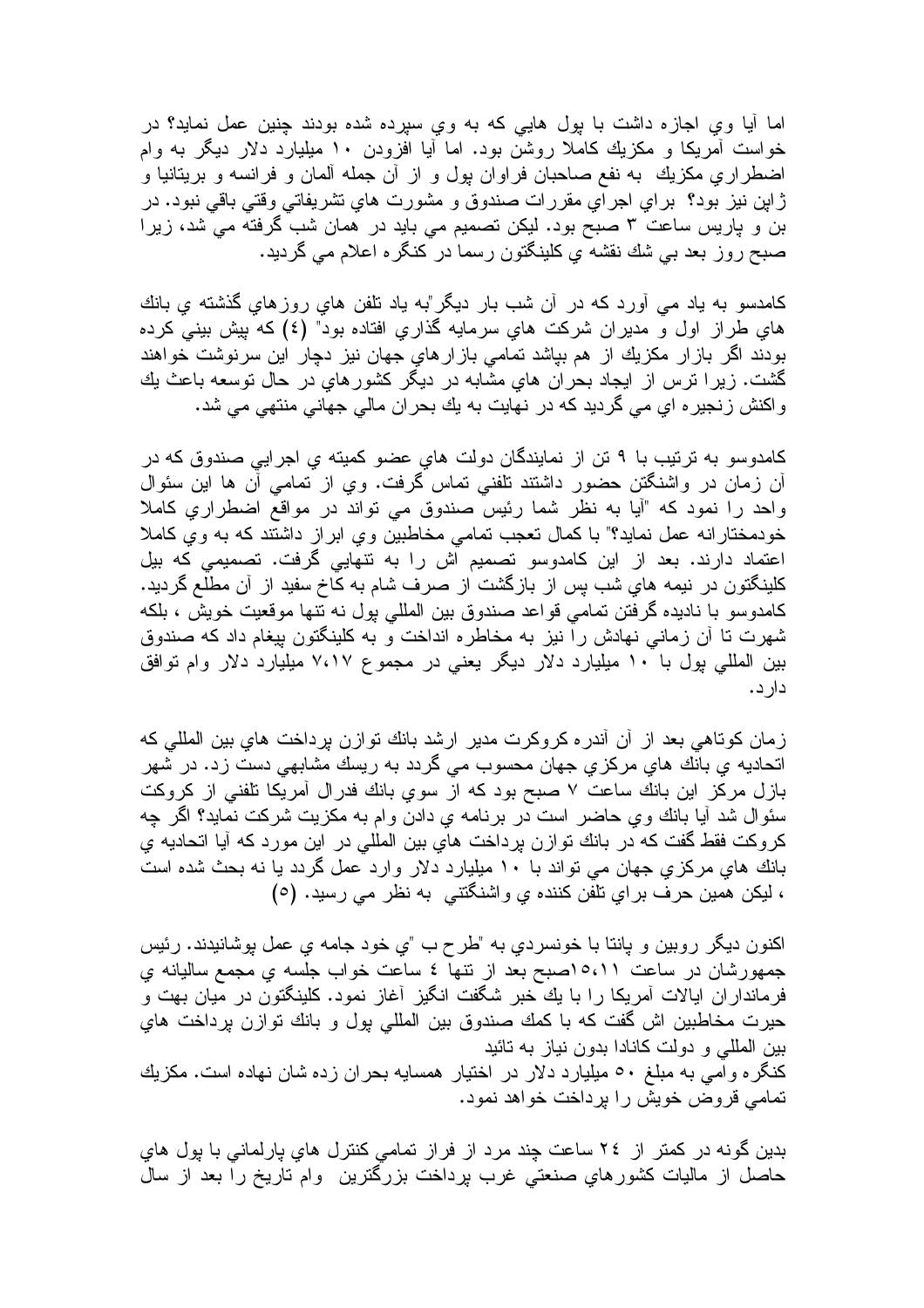اما آيا وي اجازه داشت با پول هايي كه به وي سپرده شده بودند چنين عمل نمايد؟ در خواست آمريكا و مكزيك كاملا روشن بود. اما آيا افزودن ۱۰ ميليارد دلار ديگر به وام اضطراري مكزيك به نفع صاحبان فراوان پول و از آن جمله آلمان و فرانسه و بريتانيا و ژاپن نيز بود؟ براي اجراي مقررات صندوق و مشورت هاي تشريفاتي وقتي باقي نبود. در بن و پاريس ساعت ۳ صبح بود. ليكن تصميم مي بايد در همان شب گرفته مي شد، زيرا صبح روز بعد بي شك نقشه ي كلينگتون رسما در كنگره اعلام مي گرديد.

كامدسو به ياد مي آورد كه در آن شب بار ديگر"به ياد تلفن هاي روزهاي گذشته ي بانك هاي طراز اول و مديران شركت هاي سرمايه گذاري افتاده بود" (٤) كه پيش بيني كرده بودند اگر بازار مكزيك از هم بپاشد تمامي بازارهاي جهان نيز دچار اين سرنوشت خواهند گشت. زيرا ترس از ايجاد بحران هاي مشابه در ديگر كشورهاي در حال توسعه باعث يك واكنش زنجيره اي مي گرديد كه در نهايت به يك بحران مالي جهاني منتهي مي شد.

كامدوسو به ترتيب با ۹ تن از نمايندگان دولت هاي عضو كميته ي اجرايي صندوق كه در آن زمان در واشنگتن حضور داشتند تلفني تماس گرفت. وي از تمامي آن ها اين سئوال واحد را نمود كه "آيا به نظر شما رئيس صندوق مي تواند در مواقع اضطراري كاملا خودمختارانه عمل نمايد؟" با كمال تعجب تمامي مخاطبين وي ابراز داشتند كه به وي كاملا اعتماد دارند. بعد از اين كامدوسو تصميم اش را به تنهايي گرفت. تصميمي كه بيل كلينگتون در نيمه هاي شب پس از بازگشت از صرف شام به كاخ سفيد از آن مطلع گرديد. كامدوسو با ناديده گرفتن تمامي قواعد صندوق بين المللي پول نه تنها موقعيت خويش ، بلكه شهرت تا آن زماني نهادش را نيز به مخاطره انداخت و به كلينگتون پيغام داد كه صندوق بين المللي پول با ۱۰ ميليارد دلار ديگر يعني در مجموع ۷،۱۷ ميليارد دلار وام توافق دارد.

زمان كوتاهي بعد از آن آندره كروكرت مدير ارشد بانك توازن پرداخت هاي بين المللي كه اتحاديه ي بانك هاي مركزي جهان محسوب مي گردد به ريسك مشابهي دست زد. در شهر بازل مركز اين بانك ساعت ۷ صبح بود كه از سوي بانك فدرال آمريكا تلفني از كروكت سئوال شد آيا بانك وي حاضر است در برنامه ي دادن وام به مكزيت شركت نمايد؟ اگر چه كروكت فقط گفت كه در بانك توازن پرداخت هاي بين المللي در اين مورد كه آيا اتحاديه ي بانك هاي مركزي جهان مي تواند با ۱۰ ميليارد دلار وارد عمل گردد يا نه بحث شده است ، ليكن همين حرف براي تلفن كننده ي واشنگتني به نظر مي رسيد. (٥)

اكنون ديگر روبين و پانتا با خونسردي به "طرح ب "ي خود جامه ي عمل پوشانيدند. رئيس جمهورشان در ساعت ۱۵،۱۱صبح بعد از تنها ٤ ساعت خواب جلسه ي مجمع ساليانه ي فرمانداران ايالات آمريكا را با يك خبر شگفت انگيز آغاز نمود. كلينگتون در ميان بهت و حيرت مخاطبين اش گفت كه با كمك صندوق بين المللي پول و بانك توازن پرداخت هاي بين المللي و دولت كانادا بدون نياز به تائيد كنگره وامي به مبلغ ۵۰ ميليارد دلار در اختيار همسايه بحران زده شان نهاده است. مكزيك تمامي قروض خويش را پرداخت خواهد نمود.

بدين گونه در كمتر از ۲٤ ساعت چند مرد از فراز تمامي كنترل هاي پارلماني با پول هاي حاصل از ماليات كشورهاي صنعتي غرب پرداخت بزرگترين وام تاريخ را بعد از سال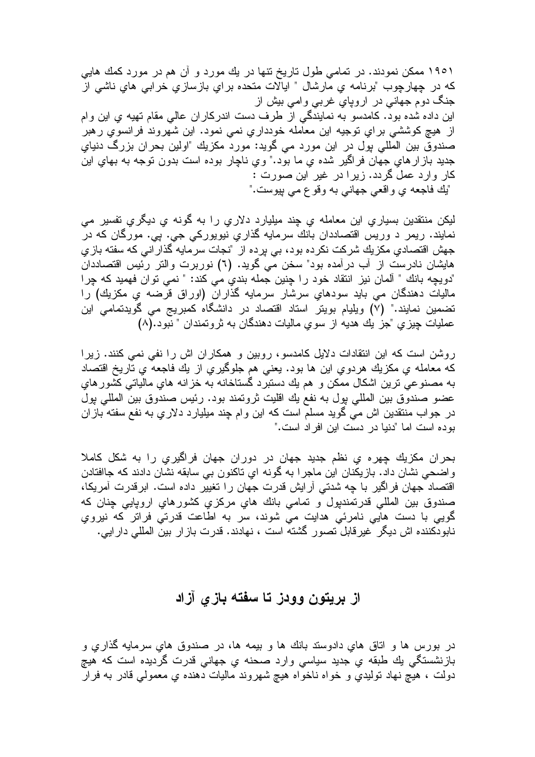۱۹۵۱ ممكن نمودند. در تمامي طول تاريخ تنها در يك مورد و آن هم در مورد كمك هايي كه در چهارچوب "برنامه ي مارشال " ايالات متحده براي بازسازي خرابي هاي ناشي از جنگ دوم جهاني در اروپاي غربي وامي بيش از
اين داده شده بود. كامدسو به نمايندگي از طرف دست اندركاران عالي مقام تهيه ي اين وام از هيچ كوششي براي توجيه اين معامله خودداري نمي نمود. اين شهروند فرانسوي رهبر صندوق بين المللي پول در اين مورد مي گويد: مورد مكزيك "اولين بحران بزرگ دنياي جديد بازارهاي جهان فراگير شده ي ما بود." وي ناچار بوده است بدون توجه به بهاي اين كار وارد عمل گردد. زيرا در غير اين صورت :
"يك فاجعه ي واقعي جهاني به وقوع مي پيوست."

ليكن منتقدين بسياري اين معامله ي چند ميليارد دلاري را به گونه ي ديگري تفسير مي نمايند. ريمر د وريس اقتصاددان بانك سرمايه گذاري نيويوركي جي. پي. مورگان كه در جهش اقتصادي مكزيك شركت نكرده بود، بي پرده از "نجات سرمايه گذاراني كه سفته بازي هايشان نادرست از آب درآمده بود" سخن مي گويد. (۶) نوربرت والتر رئيس اقتصاددان "دويچه بانك " آلمان نيز انتقاد خود را چنين جمله بندي مي كند: " نمي توان فهميد كه چرا ماليات دهندگان مي بايد سودهاي سرشار سرمايه گذاران (اوراق قرضه ي مكزيك) را تضمين نمايند." (۷) ويليام بويتر استاد اقتصاد در دانشگاه كمبريج مي گويدتمامي اين عمليات چيزي "جز يك هديه از سوي ماليات دهندگان به ثروتمندان " نبود.(۸)

روشن است كه اين انتقادات دلايل كامدسو، روبين و همكاران اش را نفي نمي كنند. زيرا كه معامله ي مكزيك هردوي اين ها بود. يعني هم جلوگيري از يك فاجعه ي تاريخ اقتصاد به مصنوعي ترين اشكال ممكن و هم يك دستبرد گستاخانه به خزانه هاي مالياتي كشورهاي عضو صندوق بين المللي پول به نفع يك اقليت ثروتمند بود. رئيس صندوق بين المللي پول در جواب منتقدين اش مي گويد مسلم است كه اين وام چند ميليارد دلاري به نفع سفته بازان بوده است اما "دنيا در دست اين افراد است."

بحران مكزيك چهره ي نظم جديد جهان در دوران جهان فراگيري را به شكل كاملا واضحي نشان داد. بازيكنان اين ماجرا به گونه اي تاكنون بي سابقه نشان دادند كه جاافتادن اقتصاد جهان فراگير با چه شدتي آرايش قدرت جهان را تغيير داده است. ابرقدرت آمريكا، صندوق بين المللي قدرتمندپول و تمامي بانك هاي مركزي كشورهاي اروپايي چنان كه گويي با دست هايي نامرئي هدايت مي شوند، سر به اطاعت قدرتي فراتر كه نيروي نابودكننده اش ديگر غيرقابل تصور گشته است ، نهادند. قدرت بازار بين المللي دارايي.

## از بريتون وودز تا سفته بازي آزاد

در بورس ها و اتاق هاي دادوستد بانك ها و بيمه ها، در صندوق هاي سرمايه گذاري و بازنشستگي يك طبقه ي جديد سياسي وارد صحنه ي جهاني قدرت گرديده است كه هيچ دولت ، هيچ نهاد توليدي و خواه ناخواه هيچ شهروند ماليات دهنده ي معمولي قادر به فرار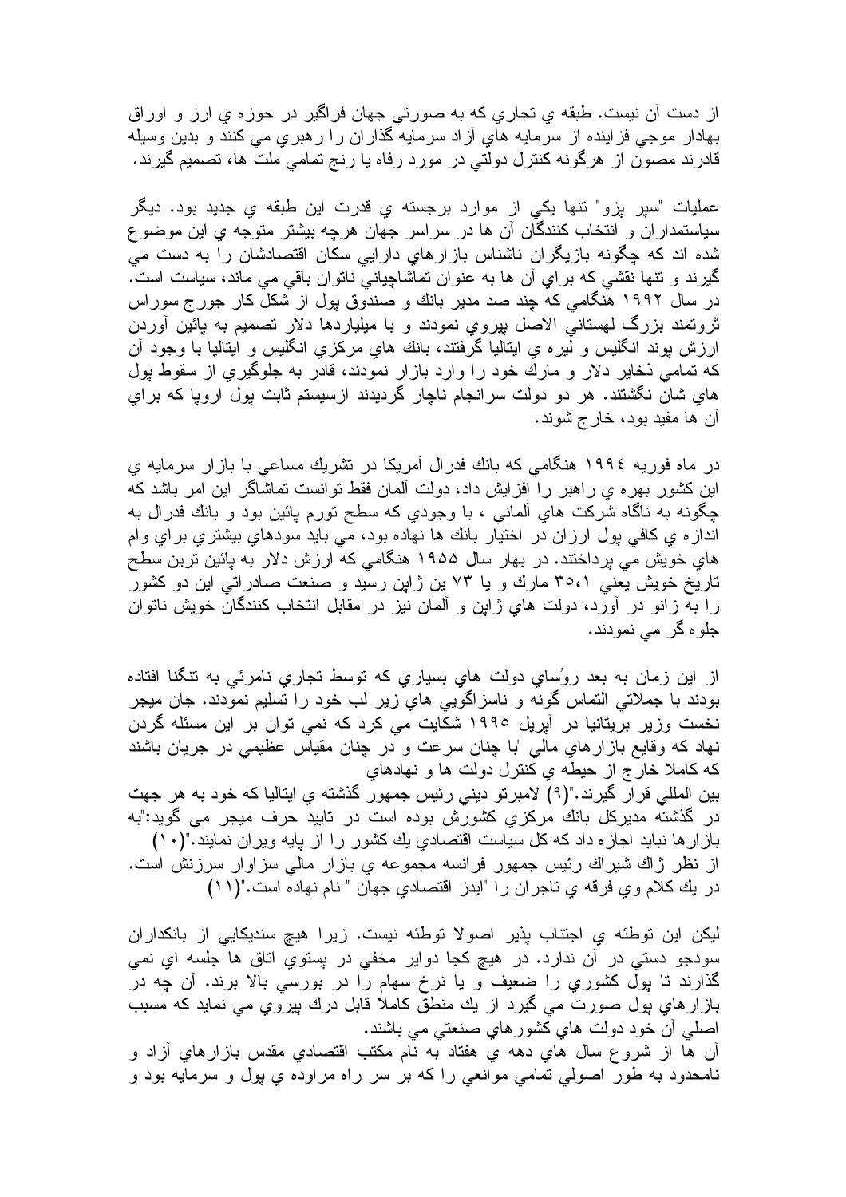از دست آن نيست. طبقه ي تجاري كه به صورتي جهان فراگير در حوزه ي ارز و اوراق بهادار موجي فزاينده از سرمايه هاي آزاد سرمايه گذاران را رهبري مي كنند و بدين وسيله قادرند مصون از هرگونه كنترل دولتي در مورد رفاه يا رنج تمامي ملت ها، تصميم گيرند.

عمليات "سپر پزو" تنها يكي از موارد برجسته ي قدرت اين طبقه ي جديد بود. ديگر سياستمداران و انتخاب كنندگان آن ها در سراسر جهان هرچه بيشتر متوجه ي اين موضوع شده اند كه چگونه بازيگران ناشناس بازارهاي دارايي سكان اقتصادشان را به دست مي گيرند و تنها نقشي كه براي آن ها به عنوان تماشاچياني ناتوان باقي مي ماند، سياست است. در سال ۱۹۹۲ هنگامي كه چند صد مدير بانك و صندوق پول از شكل كار جورج سوراس ثروتمند بزرگ لهستاني الاصل پيروي نمودند و با ميلياردها دلار تصميم به پائين آوردن ارزش پوند انگليس و ليره ي ايتاليا گرفتند، بانك هاي مركزي انگليس و ايتاليا با وجود آن كه تمامي ذخاير دلار و مارك خود را وارد بازار نمودند، قادر به جلوگيري از سقوط پول هاي شان نگشتند. هر دو دولت سرانجام ناچار گرديدند ازسيستم ثابت پول اروپا كه براي آن ها مفيد بود، خارج شوند.

در ماه فوريه ۱۹۹٤ هنگامي كه بانك فدرال آمريكا در تشريك مساعي با بازار سرمايه ي اين كشور بهره ي راهبر را افزايش داد، دولت آلمان فقط توانست تماشاگر اين امر باشد كه چگونه به ناگاه شركت هاي آلماني ، با وجودي كه سطح تورم پائين بود و بانك فدرال به اندازه ي كافي پول ارزان در اختيار بانك ها نهاده بود، مي بايد سودهاي بيشتري براي وام هاي خويش مي پرداختند. در بهار سال ۱۹۵۵ هنگامي كه ارزش دلار به پائين ترين سطح تاريخ خويش يعني ۳۵،۱ مارك و يا ۷۳ ين ژاپن رسيد و صنعت صادراتي اين دو كشور را به زانو در آورد، دولت هاي ژاپن و آلمان نيز در مقابل انتخاب كنندگان خويش ناتوان جلوه گر مي نمودند.

از اين زمان به بعد روُساي دولت هاي بسياري كه توسط تجاري نامرئي به تنگنا افتاده بودند با جملاتي التماس گونه و ناسزاگويي هاي زير لب خود را تسليم نمودند. جان ميجر نخست وزير بريتانيا در آپريل ۱۹۹۵ شكايت مي كرد كه نمي توان بر اين مسئله گردن نهاد كه وقايع بازارهاي مالي "با چنان سرعت و در چنان مقياس عظيمي در جريان باشند كه كاملا خارج از حيطه ي كنترل دولت ها و نهادهاي
بين المللي قرار گيرند."(۹) لامبرتو ديني رئيس جمهور گذشته ي ايتاليا كه خود به هر جهت در گذشته مديركل بانك مركزي كشورش بوده است در تاييد حرف ميجر مي گويد:"به بازارها نبايد اجازه داد كه كل سياست اقتصادي يك كشور را از پايه ويران نمايند."(۱۰)
از نظر ژاك شيراك رئيس جمهور فرانسه مجموعه ي بازار مالي سزاوار سرزنش است. در يك كلام وي فرقه ي تاجران را "ايدز اقتصادي جهان " نام نهاده است."(۱۱)

ليكن اين توطئه ي اجتناب پذير اصولا توطئه نيست. زيرا هيچ سنديكايي از بانكداران سودجو دستي در آن ندارد. در هيچ كجا دواير مخفي در پستوي اتاق ها جلسه اي نمي گذارند تا پول كشوري را ضعيف و يا نرخ سهام را در بورسي بالا برند. آن چه در بازارهاي پول صورت مي گيرد از يك منطق كاملا قابل درك پيروي مي نمايد كه مسبب اصلي آن خود دولت هاي كشورهاي صنعتي مي باشند.
آن ها از شروع سال هاي دهه ي هفتاد به نام مكتب اقتصادي مقدس بازارهاي آزاد و نامحدود به طور اصولي تمامي موانعي را كه بر سر راه مراوده ي پول و سرمايه بود و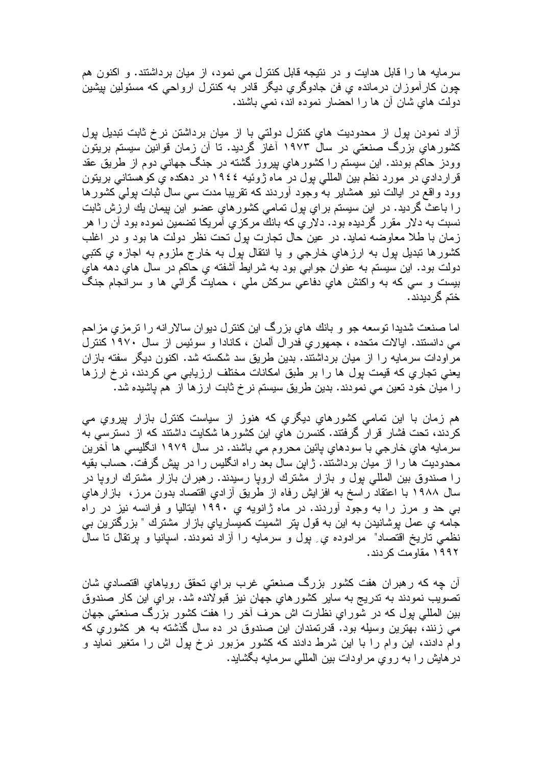سرمايه ها را قابل هدايت و در نتيجه قابل كنترل مي نمود، از ميان برداشتند. و اكنون هم چون كارآموزان درمانده ي فن جادوگري ديگر قادر به كنترل ارواحي كه مسئولين پيشين دولت هاي شان آن ها را احضار نموده اند، نمي باشند.

آزاد نمودن پول از محدوديت هاي كنترل دولتي با از ميان برداشتن نرخ ثابت تبديل پول كشورهاي بزرگ صنعتي در سال ۱۹۷۳ آغاز گرديد. تا آن زمان قوانين سيستم بريتون وودز حاكم بودند. اين سيستم را كشورهاي پيروز گشته در جنگ جهاني دوم از طريق عقد قراردادي در مورد نظم بين المللي پول در ماه ژوئيه ۱۹٤٤ در دهكده ي كوهستاني بريتون وود واقع در ايالت نيو همشاير به وجود آوردند كه تقريبا مدت سي سال ثبات پولي كشورها را باعث گرديد. در اين سيستم براي پول تمامي كشورهاي عضو اين پيمان يك ارزش ثابت نسبت به دلار مقرر گرديده بود. دلاري كه بانك مركزي آمريكا تضمين نموده بود آن را هر زمان با طلا معاوضه نمايد. در عين حال تجارت پول تحت نظر دولت ها بود و در اغلب كشورها تبديل پول به ارزهاي خارجي و يا انتقال پول به خارج ملزوم به اجازه ي كتبي دولت بود. اين سيستم به عنوان جوابي بود به شرايط آشفته ي حاكم در سال هاي دهه هاي بيست و سي كه به واكنش هاي دفاعي سركش ملي ، حمايت گرائي ها و سرانجام جنگ ختم گرديدند.

اما صنعت شديدا توسعه جو و بانك هاي بزرگ اين كنترل ديوان سالارانه را ترمزي مزاحم مي دانستند. ايالات متحده ، جمهوري فدرال آلمان ، كانادا و سوئيس از سال ۱۹۷۰ كنترل مراودات سرمايه را از ميان برداشتند. بدين طريق سد شكسته شد. اكنون ديگر سفته بازان يعني تجاري كه قيمت پول ها را بر طبق امكانات مختلف ارزيابي مي كردند، نرخ ارزها را ميان خود تعين مي نمودند. بدين طريق سيستم نرخ ثابت ارزها از هم پاشيده شد.

هم زمان با اين تمامي كشورهاي ديگري كه هنوز از سياست كنترل بازار پيروي مي كردند، تحت فشار قرار گرفتند. كنسرن هاي اين كشورها شكايت داشتند كه از دسترسي به سرمايه هاي خارجي با سودهاي پائين محروم مي باشند. در سال ۱۹۷۹ انگليسي ها آخرين محدوديت ها را از ميان برداشتند. ژاپن سال بعد راه انگليس را در پيش گرفت. حساب بقيه را صندوق بين المللي پول و بازار مشترك اروپا رسيدند. رهبران بازار مشترك اروپا در سال ۱۹۸۸ با اعتقاد راسخ به افزايش رفاه از طريق آزادي اقتصاد بدون مرز، بازارهاي بي حد و مرز را به وجود آوردند. در ماه ژانويه ي ۱۹۹۰ ايتاليا و فرانسه نيز در راه جامه ي عمل پوشانيدن به اين به قول پتر اشميت كميسارياي بازار مشترك " بزرگترين بي نظمي تاريخ اقتصاد" مرادوده يِ پول و سرمايه را آزاد نمودند. اسپانيا و پرتقال تا سال ۱۹۹۲ مقاومت كردند.

آن چه كه رهبران هفت كشور بزرگ صنعتي غرب براي تحقق روياهاي اقتصادي شان تصويب نمودند به تدريج به ساير كشورهاي جهان نيز قبولانده شد. براي اين كار صندوق بين المللي پول كه در شوراي نظارت اش حرف آخر را هفت كشور بزرگ صنعتي جهان مي زنند، بهترين وسيله بود. قدرتمندان اين صندوق در ده سال گذشته به هر كشوري كه وام دادند، اين وام را با اين شرط دادند كه كشور مزبور نرخ پول اش را متغير نمايد و درهايش را به روي مراودات بين المللي سرمايه بگشايد.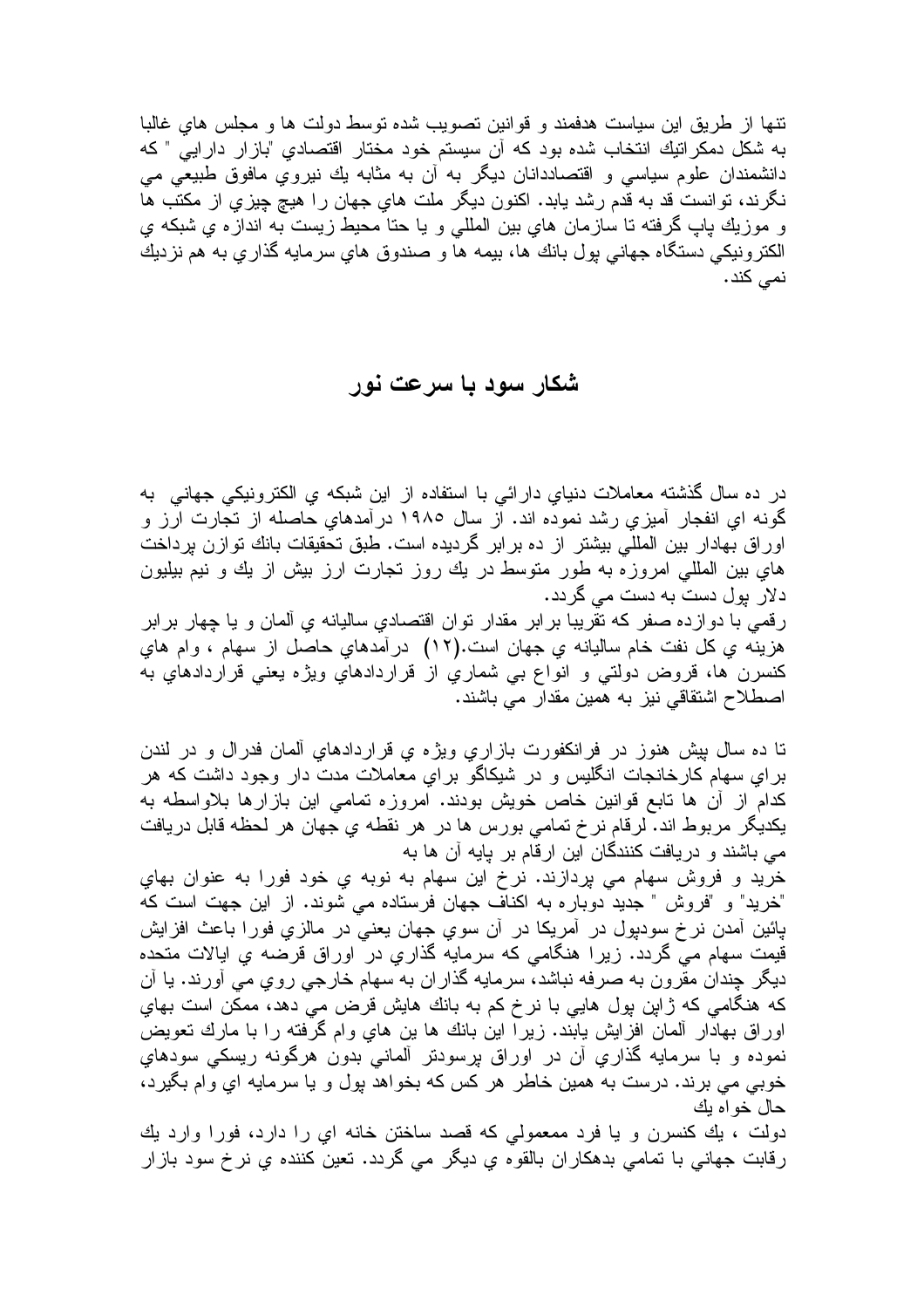تنها از طريق اين سياست هدفمند و قوانين تصويب شده توسط دولت ها و مجلس هاي غالبا به شكل دمكراتيك انتخاب شده بود كه آن سيستم خود مختار اقتصادي "بازار دارايي " كه دانشمندان علوم سياسي و اقتصاددانان ديگر به آن به مثابه يك نيروي مافوق طبيعي مي نگرند، توانست قد به قدم رشد يابد. اكنون ديگر ملت هاي جهان را هيچ چيزي از مكتب ها و موزيك پاپ گرفته تا سازمان هاي بين المللي و يا حتا محيط زيست به اندازه ي شبكه ي الكترونيكي دستگاه جهاني پول بانك ها، بيمه ها و صندوق هاي سرمايه گذاري به هم نزديك نمي كند.

## شكار سود با سرعت نور

در ده سال گذشته معاملات دنياي دارائي با استفاده از اين شبكه ي الكترونيكي جهاني به گونه اي انفجار آميزي رشد نموده اند. از سال ۱۹۸۵ درآمدهاي حاصله از تجارت ارز و اوراق بهادار بين المللي بيشتر از ده برابر گرديده است. طبق تحقيقات بانك توازن پرداخت هاي بين المللي امروزه به طور متوسط در يك روز تجارت ارز بيش از يك و نيم بيليون دلار پول دست به دست مي گردد.
رقمي با دوازده صفر كه تقريبا برابر مقدار توان اقتصادي ساليانه ي آلمان و يا چهار برابر هزينه ي كل نفت خام ساليانه ي جهان است.(۱۲) درآمدهاي حاصل از سهام ، وام هاي كنسرن ها، قروض دولتي و انواع بي شماري از قراردادهاي ويژه يعني قراردادهاي به اصطلاح اشتقاقي نيز به همين مقدار مي باشند.

تا ده سال پيش هنوز در فرانكفورت بازاري ويژه ي قراردادهاي آلمان فدرال و در لندن براي سهام كارخانجات انگليس و در شيكاگو براي معاملات مدت دار وجود داشت كه هر كدام از آن ها تابع قوانين خاص خويش بودند. امروزه تمامي اين بازارها بلاواسطه به يكديگر مربوط اند. لرقام نرخ تمامي بورس ها در هر نقطه ي جهان هر لحظه قابل دريافت مي باشند و دريافت كنندگان اين ارقام بر پايه آن ها به
خريد و فروش سهام مي پردازند. نرخ اين سهام به نوبه ي خود فورا به عنوان بهاي "خريد" و "فروش " جديد دوباره به اكناف جهان فرستاده مي شوند. از اين جهت است كه پائين آمدن نرخ سوديول در آن سوي جهان يعني در مالزي فورا باعث افزايش قيمت سهام مي گردد. زيرا هنگامي كه سرمايه گذاري در اوراق قرضه ي ايالات متحده ديگر چندان مقرون به صرفه نباشد، سرمايه گذاران به سهام خارجي روي مي آورند. يا آن كه هنگامي كه ژاپن پول هايي با نرخ كم به بانك هايش قرض مي دهد، ممكن است بهاي اوراق بهادار آلمان افزايش يابند. زيرا اين بانك ها ين هاي وام گرفته را با مارك تعويض نموده و با سرمايه گذاري آن در اوراق پرسودتر آلماني بدون هرگونه ريسكي سودهاي خوبي مي برند. درست به همين خاطر هر كس كه بخواهد پول و يا سرمايه اي وام بگيرد، حال خواه يك
دولت ، يك كنسرن و يا فرد ممعمولي كه قصد ساختن خانه اي را دارد، فورا وارد يك رقابت جهاني با تمامي بدهكاران بالقوه ي ديگر مي گردد. تعين كننده ي نرخ سود بازار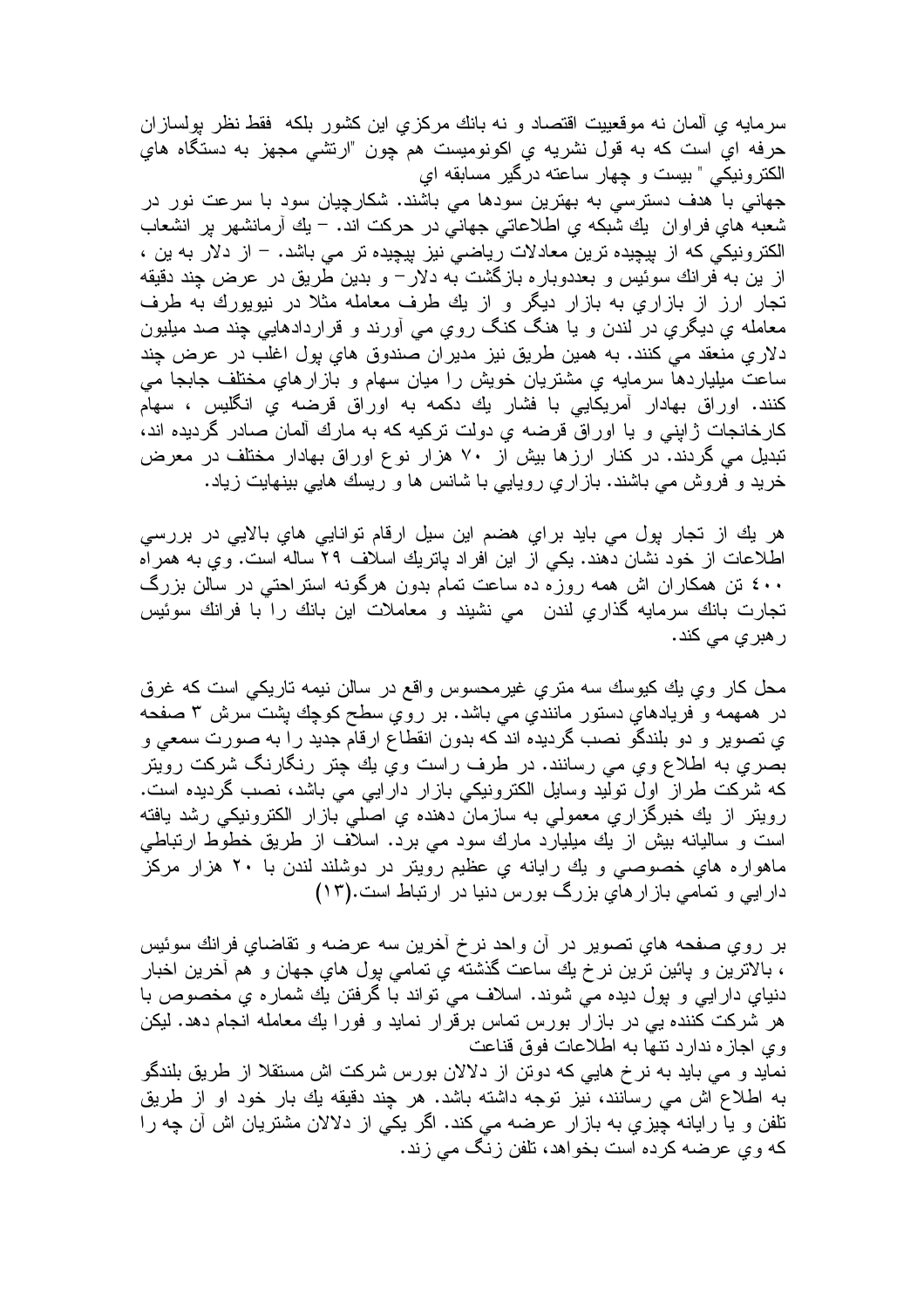سرمايه ي آلمان نه موقعييت اقتصاد و نه بانك مركزي اين كشور بلكه فقط نظر پولسازان حرفه اي است كه به قول نشريه ي اكونوميست هم چون "ارتشي مجهز به دستگاه هاي الكترونيكي "بيست و چهار ساعته درگير مسابقه اي
جهاني با هدف دسترسي به بهترين سودها مي باشند. شكارچيان سود با سرعت نور در شعبه هاي فراوان يك شبكه ي اطلاعاتي جهاني در حركت اند. – يك آرمانشهر پر انشعاب الكترونيكي كه از پيچيده ترين معادلات رياضي نيز پيچيده تر مي باشد. – از دلار به ين ، از ين به فرانك سوئيس و بعددوباره بازگشت به دلار– و بدين طريق در عرض چند دقيقه تجار ارز از بازاري به بازار ديگر و از يك طرف معامله مثلا در نيويورك به طرف معامله ي ديگري در لندن و يا هنگ كنگ روي مي آورند و قراردادهايي چند صد ميليون دلاري منعقد مي كنند. به همين طريق نيز مديران صندوق هاي پول اغلب در عرض چند ساعت ميلياردها سرمايه ي مشتريان خويش را ميان سهام و بازارهاي مختلف جابجا مي كنند. اوراق بهادار آمريكايي با فشار يك دكمه به اوراق قرضه ي انگليس ، سهام كارخانجات ژاپني و يا اوراق قرضه ي دولت تركيه كه به مارك آلمان صادر گرديده اند، تبديل مي گردند. در كنار ارزها بيش از ٧٠ هزار نوع اوراق بهادار مختلف در معرض خريد و فروش مي باشند. بازاري رويايي با شانس ها و ريسك هايي بينهايت زياد.

هر يك از تجار پول مي بايد براي هضم اين سيل ارقام توانايي هاي بالايي در بررسي اطلاعات از خود نشان دهند. يكي از اين افراد پاتريك اسلاف ٢٩ ساله است. وي به همراه ٤٠٠ تن همكاران اش همه روزه ده ساعت تمام بدون هرگونه استراحتي در سالن بزرگ تجارت بانك سرمايه گذاري لندن مي نشيند و معاملات اين بانك را با فرانك سوئيس رهبري مي كند.

محل كار وي يك كيوسك سه متري غيرمحسوس واقع در سالن نيمه تاريكي است كه غرق در همهمه و فريادهاي دستور مانندي مي باشد. بر روي سطح كوچك پشت سرش ٣ صفحه ي تصوير و دو بلندگو نصب گرديده اند كه بدون انقطاع ارقام جديد را به صورت سمعي و بصري به اطلاع وي مي رسانند. در طرف راست وي يك چتر رنگارنگ شركت رويتر كه شركت طراز اول توليد وسايل الكترونيكي بازار دارايي مي باشد، نصب گرديده است. رويتر از يك خبرگزاري معمولي به سازمان دهنده ي اصلي بازار الكترونيكي رشد يافته است و ساليانه بيش از يك ميليارد مارك سود مي برد. اسلاف از طريق خطوط ارتباطي ماهواره هاي خصوصي و يك رايانه ي عظيم رويتر در دوشلند لندن با ٢٠ هزار مركز دارايي و تمامي بازارهاي بزرگ بورس دنيا در ارتباط است.(١٣)

بر روي صفحه هاي تصوير در آن واحد نرخ آخرين سه عرضه و تقاضاي فرانك سوئيس ، بالاترين و پائين ترين نرخ يك ساعت گذشته ي تمامي پول هاي جهان و هم آخرين اخبار دنياي دارايي و پول ديده مي شوند. اسلاف مي تواند با گرفتن يك شماره ي مخصوص با هر شركت كننده يي در بازار بورس تماس برقرار نمايد و فورا يك معامله انجام دهد. ليكن وي اجازه ندارد تنها به اطلاعات فوق قناعت
نمايد و مي بايد به نرخ هايي كه دوتن از دلالان بورس شركت اش مستقلا از طريق بلندگو به اطلاع اش مي رسانند، نيز توجه داشته باشد. هر چند دقيقه يك بار خود او از طريق تلفن و يا رايانه چيزي به بازار عرضه مي كند. اگر يكي از دلالان مشتريان اش آن چه را كه وي عرضه كرده است بخواهد، تلفن زنگ مي زند.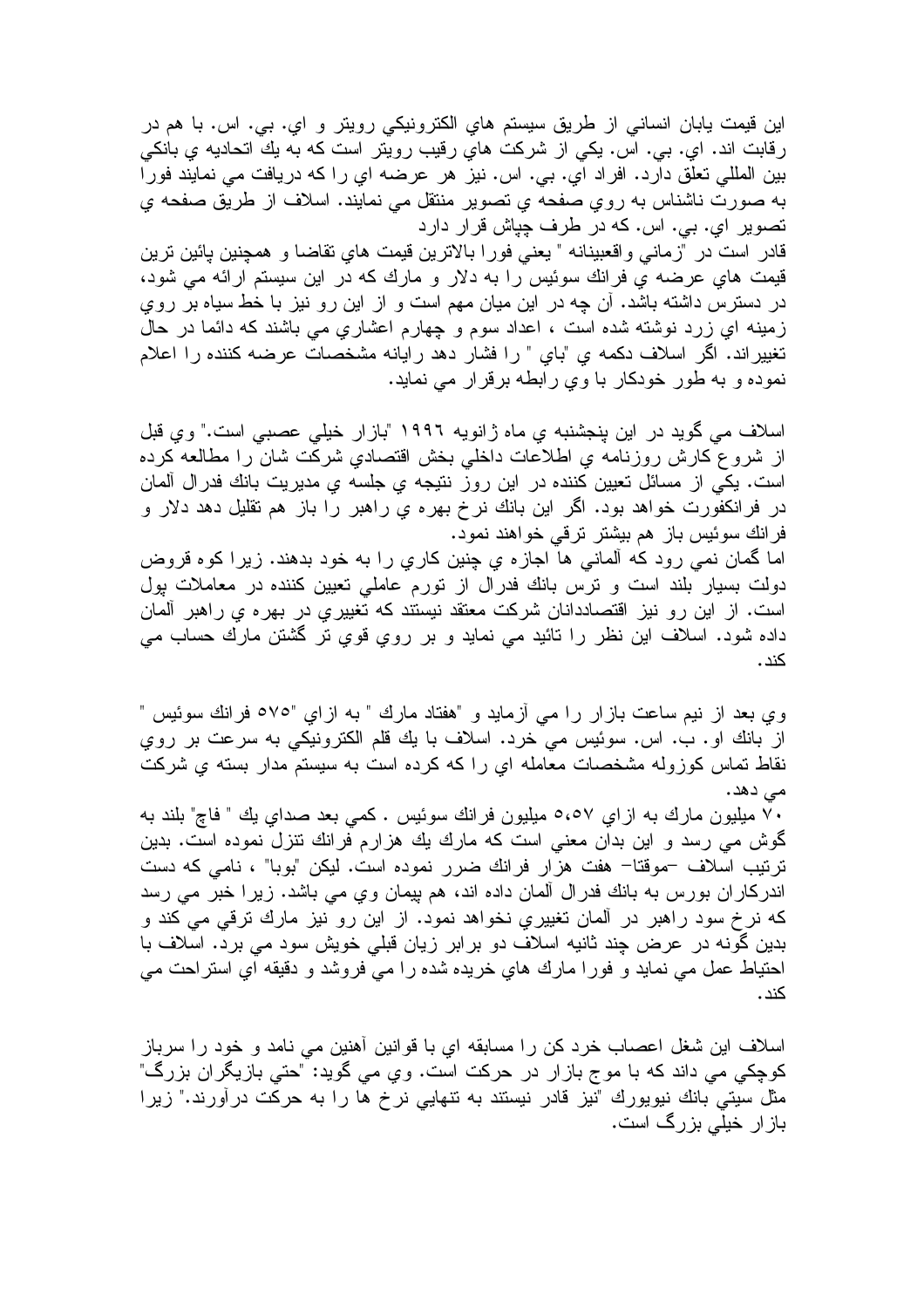اين قيمت پايان انساني از طريق سيستم هاي الكترونيكي رويتر و اي. بي. اس. با هم در رقابت اند. اي. بي. اس. يكي از شركت هاي رقيب رويتر است كه به يك اتحاديه ي بانكي بين المللي تعلق دارد. افراد اي. بي. اس. نيز هر عرضه اي را كه دريافت مي نمايند فورا به صورت ناشناس به روي صفحه ي تصوير منتقل مي نمايند. اسلاف از طريق صفحه ي تصوير اي. بي. اس. كه در طرف چپاش قرار دارد
قادر است در "زماني واقعبينانه " يعني فورا بالاترين قيمت هاي تقاضا و همچنين پائين ترين قيمت هاي عرضه ي فرانك سوئيس را به دلار و مارك كه در اين سيستم ارائه مي شود، در دسترس داشته باشد. آن چه در اين ميان مهم است و از اين رو نيز با خط سياه بر روي زمينه اي زرد نوشته شده است ، اعداد سوم و چهارم اعشاري مي باشند كه دائما در حال تغييراند. اگر اسلاف دكمه ي "باي " را فشار دهد رايانه مشخصات عرضه كننده را اعلام نموده و به طور خودكار با وي رابطه برقرار مي نمايد.

اسلاف مي گويد در اين پنجشنبه ي ماه ژانويه ١٩٩٦ "بازار خيلي عصبي است." وي قبل از شروع كارش روزنامه ي اطلاعات داخلي بخش اقتصادي شركت شان را مطالعه كرده است. يكي از مسائل تعيين كننده در اين روز نتيجه ي جلسه ي مديريت بانك فدرال آلمان در فرانكفورت خواهد بود. اگر اين بانك نرخ بهره ي راهبر را باز هم تقليل دهد دلار و فرانك سوئيس باز هم بيشتر ترقي خواهند نمود.
اما گمان نمي رود كه آلماني ها اجازه ي چنين كاري را به خود بدهند. زيرا كوه قروض دولت بسيار بلند است و ترس بانك فدرال از تورم عاملي تعيين كننده در معاملات پول است. از اين رو نيز اقتصاددانان شركت معتقد نيستند كه تغييري در بهره ي راهبر آلمان داده شود. اسلاف اين نظر را تائيد مي نمايد و بر روي قوي تر گشتن مارك حساب مي كند.

وي بعد از نيم ساعت بازار را مي آزمايد و "هفتاد مارك " به ازاي "٥٧٥ فرانك سوئيس " از بانك او. ب. اس. سوئيس مي خرد. اسلاف با يك قلم الكترونيكي به سرعت بر روي نقاط تماس كوزوله مشخصات معامله اي را كه كرده است به سيستم مدار بسته ي شركت مي دهد.
٧٠ ميليون مارك به ازاي ٥،٥٧ ميليون فرانك سوئيس . كمي بعد صداي يك " فاچ" بلند به گوش مي رسد و اين بدان معني است كه مارك يك هزارم فرانك تنزل نموده است. بدين ترتيب اسلاف –موقتا– هفت هزار فرانك ضرر نموده است. ليكن "بوبا" ، نامي كه دست اندركاران بورس به بانك فدرال آلمان داده اند، هم پيمان وي مي باشد. زيرا خبر مي رسد كه نرخ سود راهبر در آلمان تغييري نخواهد نمود. از اين رو نيز مارك ترقي مي كند و بدين گونه در عرض چند ثانيه اسلاف دو برابر زيان قبلي خويش سود مي برد. اسلاف با احتياط عمل مي نمايد و فورا مارك هاي خريده شده را مي فروشد و دقيقه اي استراحت مي كند.

اسلاف اين شغل اعصاب خرد كن را مسابقه اي با قوانين آهنين مي نامد و خود را سرباز كوچكي مي داند كه با موج بازار در حركت است. وي مي گويد: "حتي بازيگران بزرگ" مثل سيتي بانك نيويورك "نيز قادر نيستند به تنهايي نرخ ها را به حركت درآورند." زيرا بازار خيلي بزرگ است.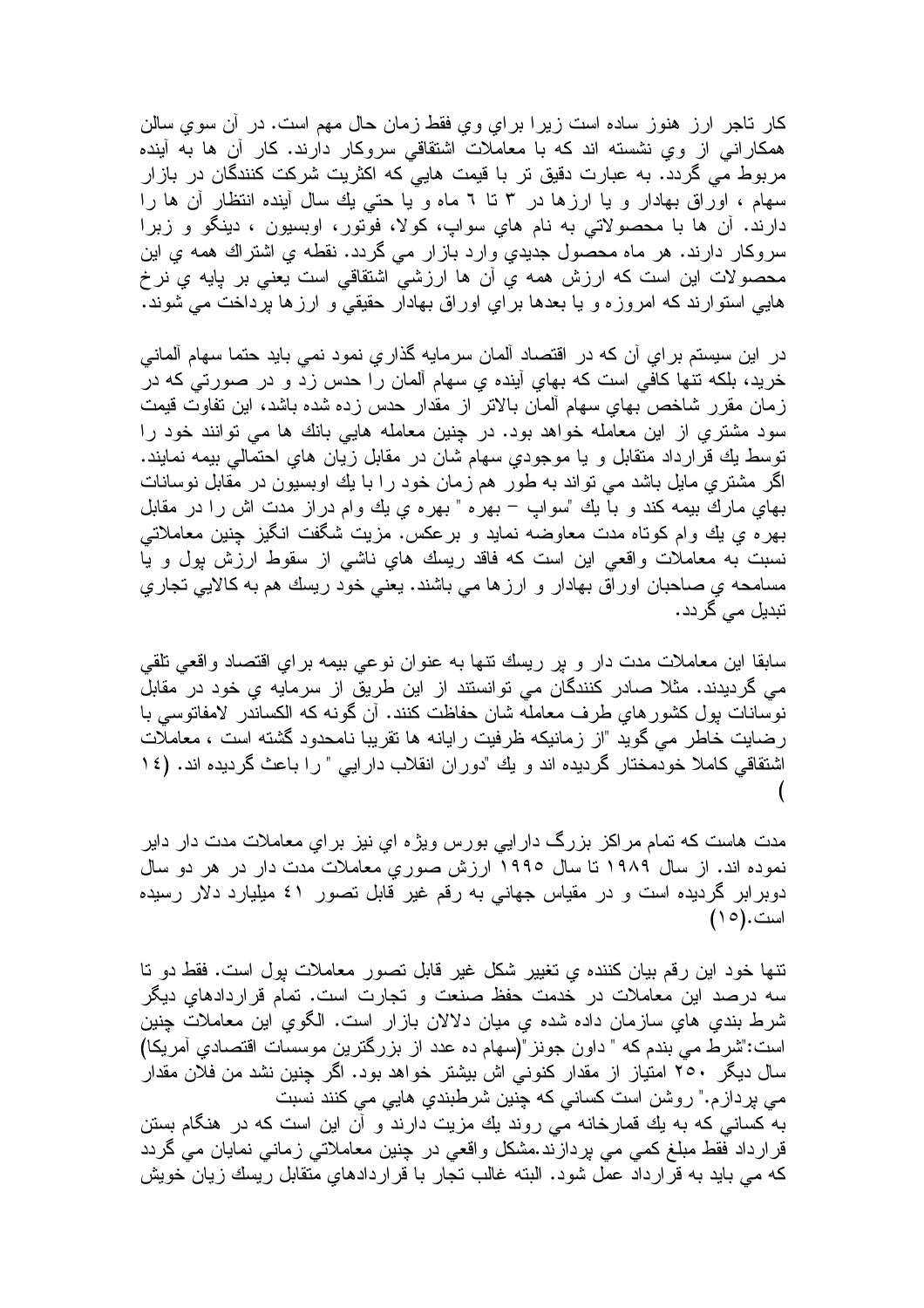كار تاجر ارز هنوز ساده است زيرا براي وي فقط زمان حال مهم است. در آن سوي سالن همكاراني از وي نشسته اند كه با معاملات اشتقاقي سروكار دارند. كار آن ها به آينده مربوط مي گردد. به عبارت دقيق تر با قيمت هايي كه اكثريت شركت كنندگان در بازار سهام ، اوراق بهادار و يا ارزها در ٣ تا ٦ ماه و يا حتي يك سال آينده انتظار آن ها را دارند. آن ها با محصولاتي به نام هاي سواپ، كولا، فوتور، اوبسيون ، دينگو و زبرا سروكار دارند. هر ماه محصول جديدي وارد بازار مي گردد. نقطه ي اشتراك همه ي اين محصولات اين است كه ارزش همه ي آن ها ارزشي اشتقاقي است يعني بر پايه ي نرخ هايي استوارند كه امروزه و يا بعدها براي اوراق بهادار حقيقي و ارزها پرداخت مي شوند.

در اين سيستم براي آن كه در اقتصاد آلمان سرمايه گذاري نمود نمي بايد حتما سهام آلماني خريد، بلكه تنها كافي است كه بهاي آينده ي سهام آلمان را حدس زد و در صورتي كه در زمان مقرر شاخص بهاي سهام آلمان بالاتر از مقدار حدس زده شده باشد، اين تفاوت قيمت سود مشتري از اين معامله خواهد بود. در چنين معامله هايي بانك ها مي توانند خود را توسط يك قرارداد متقابل و يا موجودي سهام شان در مقابل زيان هاي احتمالي بيمه نمايند. اگر مشتري مايل باشد مي تواند به طور هم زمان خود را با يك اوبسيون در مقابل نوسانات بهاي مارك بيمه كند و با يك "سواپ – بهره " بهره ي يك وام دراز مدت اش را در مقابل بهره ي يك وام كوتاه مدت معاوضه نمايد و برعكس. مزيت شگفت انگيز چنين معاملاتي نسبت به معاملات واقعي اين است كه فاقد ريسك هاي ناشي از سقوط ارزش پول و يا مسامحه ي صاحبان اوراق بهادار و ارزها مي باشند. يعني خود ريسك هم به كالايي تجاري تبديل مي گردد.

سابقا اين معاملات مدت دار و پر ريسك تنها به عنوان نوعي بيمه براي اقتصاد واقعي تلقي مي گرديدند. مثلا صادر كنندگان مي توانستند از اين طريق از سرمايه ي خود در مقابل نوسانات پول كشورهاي طرف معامله شان حفاظت كنند. آن گونه كه الكساندر لامفاتوسي با رضايت خاطر مي گويد "از زمانيكه ظرفيت رايانه ها تقريبا نامحدود گشته است ، معاملات اشتقاقي كاملا خودمختار گرديده اند و يك "دوران انقلاب دارايي " را باعث گرديده اند. (١٤)

مدت هاست كه تمام مراكز بزرگ دارايي بورس ويژه اي نيز براي معاملات مدت دار داير نموده اند. از سال ١٩٨٩ تا سال ١٩٩٥ ارزش صوري معاملات مدت دار در هر دو سال دوبرابر گرديده است و در مقياس جهاني به رقم غير قابل تصور ٤١ ميليارد دلار رسيده است.(١٥)

تنها خود اين رقم بيان كننده ي تغيير شكل غير قابل تصور معاملات پول است. فقط دو تا سه درصد اين معاملات در خدمت حفظ صنعت و تجارت است. تمام قراردادهاي ديگر شرط بندي هاي سازمان داده شده ي ميان دلالان بازار است. الگوي اين معاملات چنين است:"شرط مي بندم كه " داون جونز"(سهام ده عدد از بزرگترين موسسات اقتصادي آمريكا) سال ديگر ٢٥٠ امتياز از مقدار كنوني اش بيشتر خواهد بود. اگر چنين نشد من فلان مقدار مي پردازم." روشن است كساني كه چنين شرطبندي هايي مي كنند نسبت به كساني كه به يك قمارخانه مي روند يك مزيت دارند و آن اين است كه در هنگام بستن قرارداد فقط مبلغ كمي مي پردازند.مشكل واقعي در چنين معاملاتي زماني نمايان مي گردد كه مي بايد به قرارداد عمل شود. البته غالب تجار با قراردادهاي متقابل ريسك زيان خويش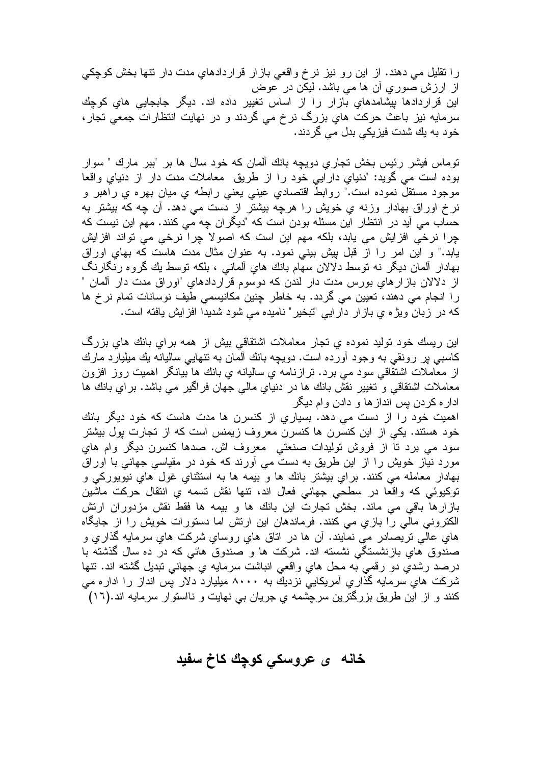را تقليل مي دهند. از اين رو نيز نرخ واقعي بازار قراردادهاي مدت دار تنها بخش كوچكي از ارزش صوري آن ها مي باشد. ليكن در عوض
اين قراردادها پيشامدهاي بازار را از اساس تغيير داده اند. ديگر جابجايي هاي كوچك سرمايه نيز باعث حركت هاي بزرگ نرخ مي گردند و در نهايت انتظارات جمعي تجار، خود به يك شدت فيزيكي بدل مي گردند.

توماس فيشر رئيس بخش تجاري دويچه بانك آلمان كه خود سال ها بر "ببر مارك " سوار بوده است مي گويد: "دنياي دارايي خود را از طريق معاملات مدت دار از دنياي واقعا موجود مستقل نموده است." روابط اقتصادي عيني يعني رابطه ي ميان بهره ي راهبر و نرخ اوراق بهادار وزنه ي خويش را هرچه بيشتر از دست مي دهد. آن چه كه بيشتر به حساب مي آيد در انتظار اين مسئله بودن است كه "ديگران چه مي كنند. مهم اين نيست كه چرا نرخي افزايش مي يابد، بلكه مهم اين است كه اصولا چرا نرخي مي تواند افزايش يابد." و اين امر را از قبل پيش بيني نمود. به عنوان مثال مدت هاست كه بهاي اوراق بهادار آلمان ديگر نه توسط دلالان سهام بانك هاي آلماني ، بلكه توسط يك گروه رنگارنگ از دلالان بازارهاي بورس مدت دار لندن كه دوسوم قراردادهاي "اوراق مدت دار آلمان " را انجام مي دهند، تعيين مي گردد. به خاطر چنين مكانيسمي طيف نوسانات تمام نرخ ها كه در زبان ويژه ي بازار دارايي "تبخير" ناميده مي شود شديدا افزايش يافته است.

اين ريسك خود توليد نموده ي تجار معاملات اشتقاقي بيش از همه براي بانك هاي بزرگ كاسبي پر رونقي به وجود آورده است. دويچه بانك آلمان به تنهايي ساليانه يك ميليارد مارك از معاملات اشتقاقي سود مي برد. ترازنامه ي ساليانه ي بانك ها بيانگر اهميت روز افزون معاملات اشتقاقي و تغيير نقش بانك ها در دنياي مالي جهان فراگير مي باشد. براي بانك ها اداره كردن پس اندازها و دادن وام ديگر
اهميت خود را از دست مي دهد. بسياري از كنسرن ها مدت هاست كه خود ديگر بانك خود هستند. يكي از اين كنسرن ها كنسرن معروف زيمنس است كه از تجارت پول بيشتر سود مي برد تا از فروش توليدات صنعتي معروف اش. صدها كنسرن ديگر وام هاي مورد نياز خويش را از اين طريق به دست مي آورند كه خود در مقياسي جهاني با اوراق بهادار معامله مي كنند. براي بيشتر بانك ها و بيمه ها به استثناي غول هاي نيويوركي و توكيوئي كه واقعا در سطحي جهاني فعال اند، تنها نقش تسمه ي انتقال حركت ماشين بازارها باقي مي ماند. بخش تجارت اين بانك ها و بيمه ها فقط نقش مزدوران ارتش الكتروني مالي را بازي مي كنند. فرماندهان اين ارتش اما دستورات خويش را از جايگاه هاي عالي تريصادر مي نمايند. آن ها در اتاق هاي روساي شركت هاي سرمايه گذاري و صندوق هاي بازنشستگي نشسته اند. شركت ها و صندوق هائي كه در ده سال گذشته با درصد رشدي دو رقمي به محل هاي واقعي انباشت سرمايه ي جهاني تبديل گشته اند. تنها شركت هاي سرمايه گذاري آمريكايي نزديك به ٨٠٠٠ ميليارد دلار پس انداز را اداره مي كنند و از اين طريق بزرگترين سرچشمه ي جريان بي نهايت و ناستوار سرمايه اند.(١٦)

## خانه ى عروسكي كوچك كاخ سفيد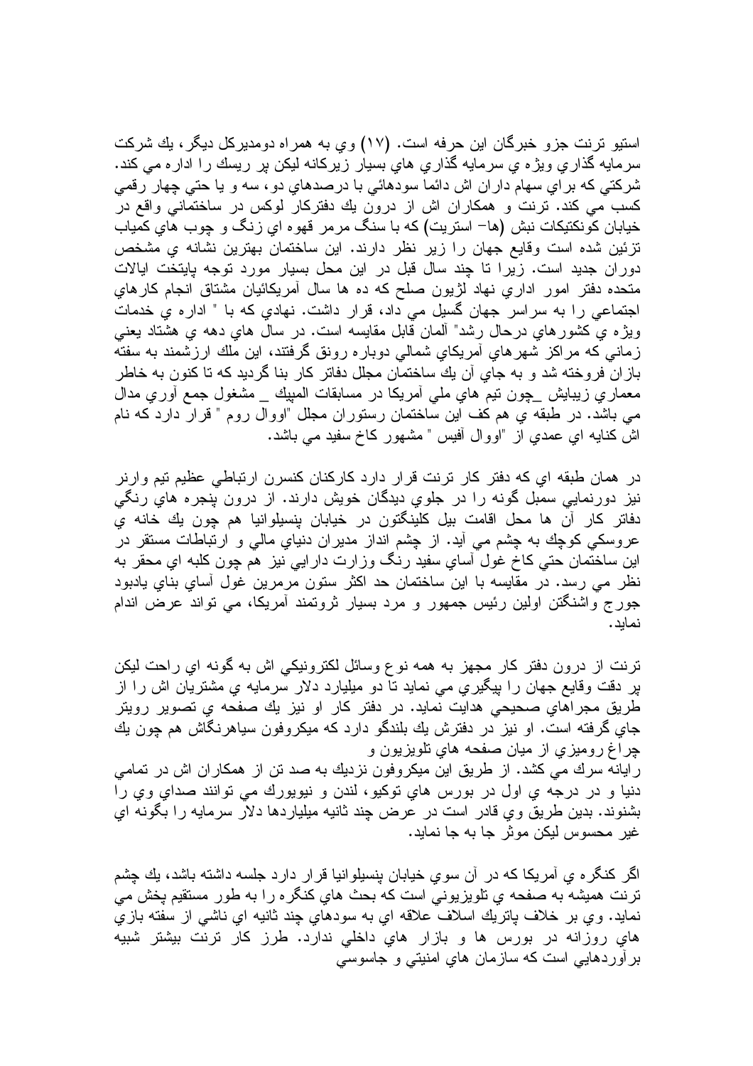استيو ترنت جزو خبرگان اين حرفه است. (۱۷) وي به همراه دومديركل ديگر، يك شركت سرمايه گذاري ويژه ي سرمايه گذاري هاي بسيار زيركانه ليكن پر ريسك را اداره مي كند. شركتي كه براي سهام داران اش دائما سودهائي با درصدهاي دو، سه و يا حتي چهار رقمي كسب مي كند. ترنت و همكاران اش از درون يك دفتركار لوكس در ساختماني واقع در خيابان كونكتيكات نبش (ها- استريت) كه با سنگ مرمر قهوه اي زنگ و چوب هاي كمياب تزئين شده است وقايع جهان را زير نظر دارند. اين ساختمان بهترين نشانه ي مشخص دوران جديد است. زيرا تا چند سال قبل در اين محل بسيار مورد توجه پايتخت ايالات متحده دفتر امور اداري نهاد لژيون صلح كه ده ها سال آمريكائيان مشتاق انجام كارهاي اجتماعي را به سراسر جهان گسيل مي داد، قرار داشت. نهادي كه با " اداره ي خدمات ويژه ي كشورهاي درحال رشد" آلمان قابل مقايسه است. در سال هاي دهه ي هشتاد يعني زماني كه مراكز شهرهاي آمريكاي شمالي دوباره رونق گرفتند، اين ملك ارزشمند به سفته بازان فروخته شد و به جاي آن يك ساختمان مجلل دفاتر كار بنا گرديد كه تا كنون به خاطر معماري زيبايش _چون تيم هاي ملي آمريكا در مسابقات المپيك _ مشغول جمع آوري مدال مي باشد. در طبقه ي هم كف اين ساختمان رستوران مجلل "اووال روم " قرار دارد كه نام اش كنايه اي عمدي از "اووال آفيس " مشهور كاخ سفيد مي باشد.

در همان طبقه اي كه دفتر كار ترنت قرار دارد كاركنان كنسرن ارتباطي عظيم تيم وارنر نيز دورنمايي سمبل گونه را در جلوي ديدگان خويش دارند. از درون پنجره هاي رنگي دفاتر كار آن ها محل اقامت بيل كلينگتون در خيابان پنسيلوانيا هم چون يك خانه ي عروسكي كوچك به چشم مي آيد. از چشم انداز مديران دنياي مالي و ارتباطات مستقر در اين ساختمان حتي كاخ غول آساي سفيد رنگ وزارت دارايي نيز هم چون كلبه اي محقر به نظر مي رسد. در مقايسه با اين ساختمان حد اكثر ستون مرمرين غول آساي بناي يادبود جورج واشنگتن اولين رئيس جمهور و مرد بسيار ثروتمند آمريكا، مي تواند عرض اندام نمايد.

ترنت از درون دفتر كار مجهز به همه نوع وسائل لكترونيكي اش به گونه اي راحت ليكن پر دقت وقايع جهان را پيگيري مي نمايد تا دو ميليارد دلار سرمايه ي مشتريان اش را از طريق مجراهاي صحيحي هدايت نمايد. در دفتر كار او نيز يك صفحه ي تصوير رويتر جاي گرفته است. او نيز در دفترش يك بلندگو دارد كه ميكروفون سياهرنگاش هم چون يك چراغ روميزي از ميان صفحه هاي تلويزيون و
رايانه سرك مي كشد. از طريق اين ميكروفون نزديك به صد تن از همكاران اش در تمامي دنيا و در درجه ي اول در بورس هاي توكيو، لندن و نيويورك مي توانند صداي وي را بشنوند. بدين طريق وي قادر است در عرض چند ثانيه ميلياردها دلار سرمايه را بگونه اي غير محسوس ليكن موثر جا به جا نمايد.

اگر كنگره ي آمريكا كه در آن سوي خيابان پنسيلوانيا قرار دارد جلسه داشته باشد، يك چشم ترنت هميشه به صفحه ي تلويزيوني است كه بحث هاي كنگره را به طور مستقيم پخش مي نمايد. وي بر خلاف پاتريك اسلاف علاقه اي به سودهاي چند ثانيه اي ناشي از سفته بازي هاي روزانه در بورس ها و بازار هاي داخلي ندارد. طرز كار ترنت بيشتر شبيه برآوردهايي است كه سازمان هاي امنيتي و جاسوسي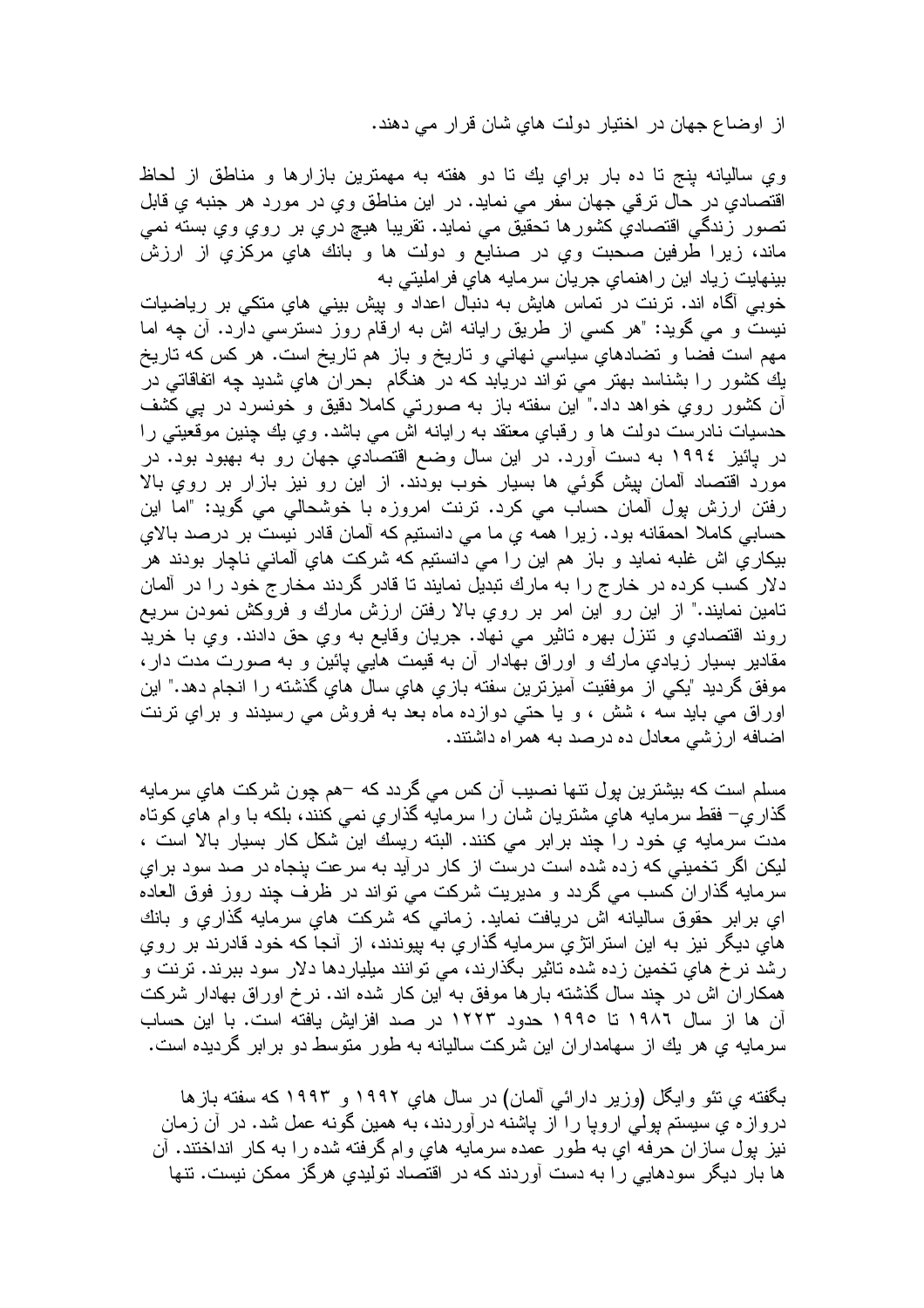از اوضاع جهان در اختيار دولت هاي شان قرار مي دهند.

وي ساليانه پنج تا ده بار براي يك تا دو هفته به مهمترين بازارها و مناطق از لحاظ اقتصادي در حال ترقي جهان سفر مي نمايد. در اين مناطق وي در مورد هر جنبه ي قابل تصور زندگي اقتصادي كشورها تحقيق مي نمايد. تقريبا هيچ دري بر روي وي بسته نمي ماند، زيرا طرفين صحبت وي در صنايع و دولت ها و بانك هاي مركزي از ارزش بينهايت زياد اين راهنماي جريان سرمايه هاي فراملیتي به خوبي آگاه اند. ترنت در تماس هايش به دنبال اعداد و پيش بيني هاي متكي بر رياضيات نيست و مي گويد: "هر كسي از طريق رايانه اش به ارقام روز دسترسي دارد. آن چه اما مهم است فضا و تضادهاي سياسي نهاني و تاريخ و باز هم تاريخ است. هر كس كه تاريخ يك كشور را بشناسد بهتر مي تواند دريابد كه در هنگام بحران هاي شديد چه اتفاقاتي در آن كشور روي خواهد داد." اين سفته باز به صورتي كاملا دقيق و خونسرد در پي كشف حدسيات نادرست دولت ها و رقباي معتقد به رايانه اش مي باشد. وي يك چنين موقعيتي را در پائيز ١٩٩٤ به دست آورد. در اين سال وضع اقتصادي جهان رو به بهبود بود. در مورد اقتصاد آلمان پيش گوئي ها بسيار خوب بودند. از اين رو نيز بازار بر روي بالا رفتن ارزش پول آلمان حساب مي كرد. ترنت امروزه با خوشحالي مي گويد: "اما اين حسابي كاملا احمقانه بود. زيرا همه ي ما مي دانستيم كه آلمان قادر نيست بر درصد بالاي بيكاري اش غلبه نمايد و باز هم اين را مي دانستيم كه شركت هاي آلماني ناچار بودند هر دلار كسب كرده در خارج را به مارك تبديل نمايند تا قادر گردند مخارج خود را در آلمان تامين نمايند." از اين رو اين امر بر روي بالا رفتن ارزش مارك و فروكش نمودن سريع روند اقتصادي و تنزل بهره تاثير مي نهاد. جريان وقايع به وي حق دادند. وي با خريد مقادير بسيار زيادي مارك و اوراق بهادار آن به قيمت هايي پائين و به صورت مدت دار، موفق گرديد "يكي از موفقيت آميزترين سفته بازي هاي سال هاي گذشته را انجام دهد." اين اوراق مي بايد سه ، شش ، و يا حتي دوازده ماه بعد به فروش مي رسيدند و براي ترنت اضافه ارزشي معادل ده درصد به همراه داشتند.

مسلم است كه بيشترين پول تنها نصيب آن كس مي گردد كه –هم چون شركت هاي سرمايه گذاري– فقط سرمايه هاي مشتريان شان را سرمايه گذاري نمي كنند، بلكه با وام هاي كوتاه مدت سرمايه ي خود را چند برابر مي كنند. البته ريسك اين شكل كار بسيار بالا است ، ليكن اگر تخميني كه زده شده است درست از كار درآيد به سرعت تا پنجاه در صد سود براي سرمايه گذاران كسب مي گردد و مديريت شركت مي تواند در ظرف چند روز فوق العاده اي برابر حقوق ساليانه اش دريافت نمايد. زماني كه شركت هاي سرمايه گذاري و بانك هاي ديگر نيز به اين استراتژي سرمايه گذاري به پيوندند، از آنجا كه خود قادرند بر روي رشد نرخ هاي تخمين زده شده تاثير بگذارند، مي توانند ميلياردها دلار سود ببرند. ترنت و همكاران اش در چند سال گذشته بارها موفق به اين كار شده اند. نرخ اوراق بهادار شركت آن ها از سال ١٩٨٦ تا ١٩٩٥ حدود ١٢٢٣ در صد افزايش يافته است. با اين حساب سرمايه ي هر يك از سهامداران اين شركت ساليانه به طور متوسط دو برابر گرديده است.

بگفته ي تئو وايگل (وزير دارائي آلمان) در سال هاي ١٩٩٢ و ١٩٩٣ كه سفته بازها دروازه ي سيستم پولي اروپا را از پاشنه درآوردند، به همين گونه عمل شد. در آن زمان نيز پول سازان حرفه اي به طور عمده سرمايه هاي وام گرفته شده را به كار انداختند. آن ها بار ديگر سودهايي را به دست آوردند كه در اقتصاد توليدي هرگز ممكن نيست. تنها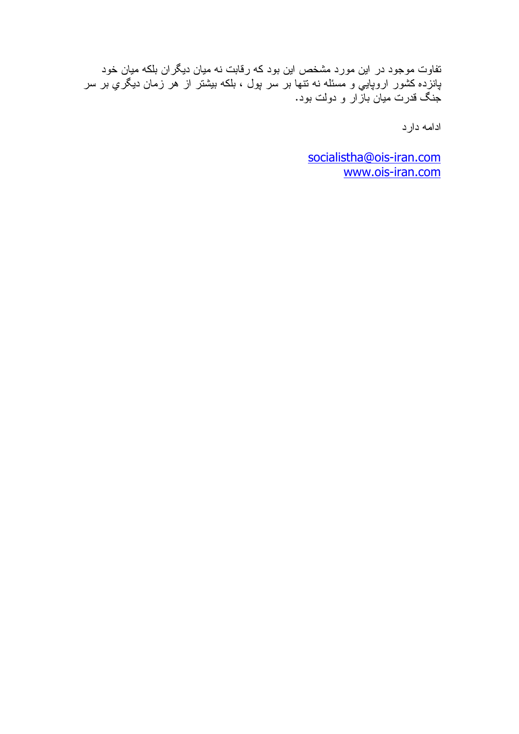تفاوت موجود در این مورد مشخص این بود که رقابت نه میان دیگران بلکه میان خود پانزده کشور اروپايي و مسئله نه تنها بر سر پول ، بلکه بیشتر از هر زمان دیگري بر سر جنگ قدرت میان بازار و دولت بود.

ادامه دارد

socialistha@ois-iran.com
www.ois-iran.com